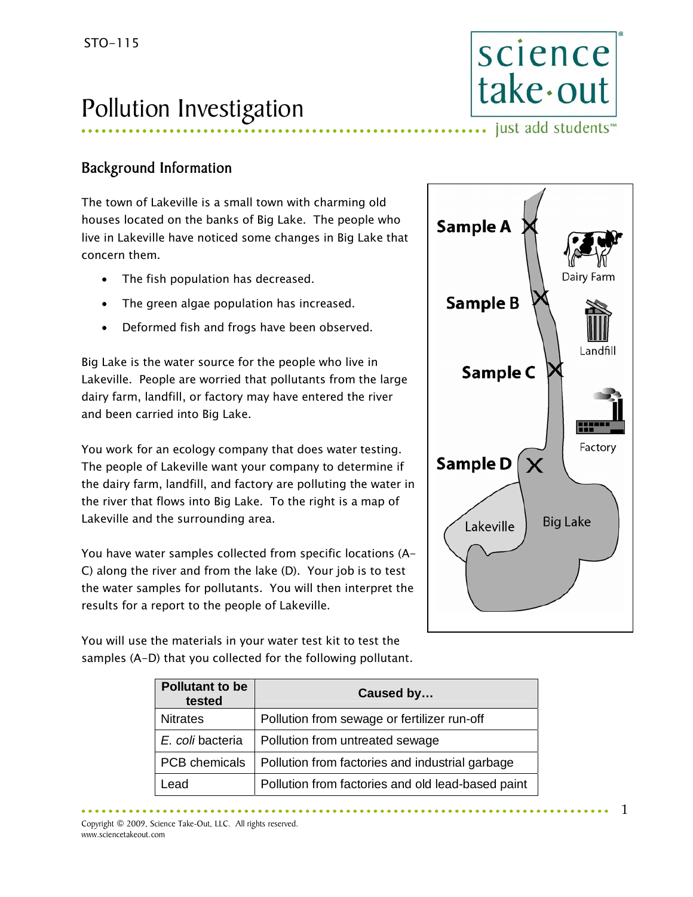STO-115

# Pollution Investigation

## Background Information

The town of Lakeville is a small town with charming old houses located on the banks of Big Lake. The people who live in Lakeville have noticed some changes in Big Lake that concern them.

- The fish population has decreased.
- The green algae population has increased.
- Deformed fish and frogs have been observed.

Big Lake is the water source for the people who live in Lakeville. People are worried that pollutants from the large dairy farm, landfill, or factory may have entered the river and been carried into Big Lake.

You work for an ecology company that does water testing. The people of Lakeville want your company to determine if the dairy farm, landfill, and factory are polluting the water in the river that flows into Big Lake. To the right is a map of Lakeville and the surrounding area.

Sample A
Dairy Farm
Sample B
Landfill
Sample C
Factory
Sample D
Lakeville
Big Lake

You have water samples collected from specific locations (A-C) along the river and from the lake (D). Your job is to test the water samples for pollutants. You will then interpret the results for a report to the people of Lakeville.

You will use the materials in your water test kit to test the samples (A-D) that you collected for the following pollutant.

| Pollutant to be tested | Caused by… |
|---|---|
| Nitrates | Pollution from sewage or fertilizer run-off |
| *E. coli* bacteria | Pollution from untreated sewage |
| PCB chemicals | Pollution from factories and industrial garbage |
| Lead | Pollution from factories and old lead-based paint |

Copyright © 2009, Science Take-Out, LLC. All rights reserved.
www.sciencetakeout.com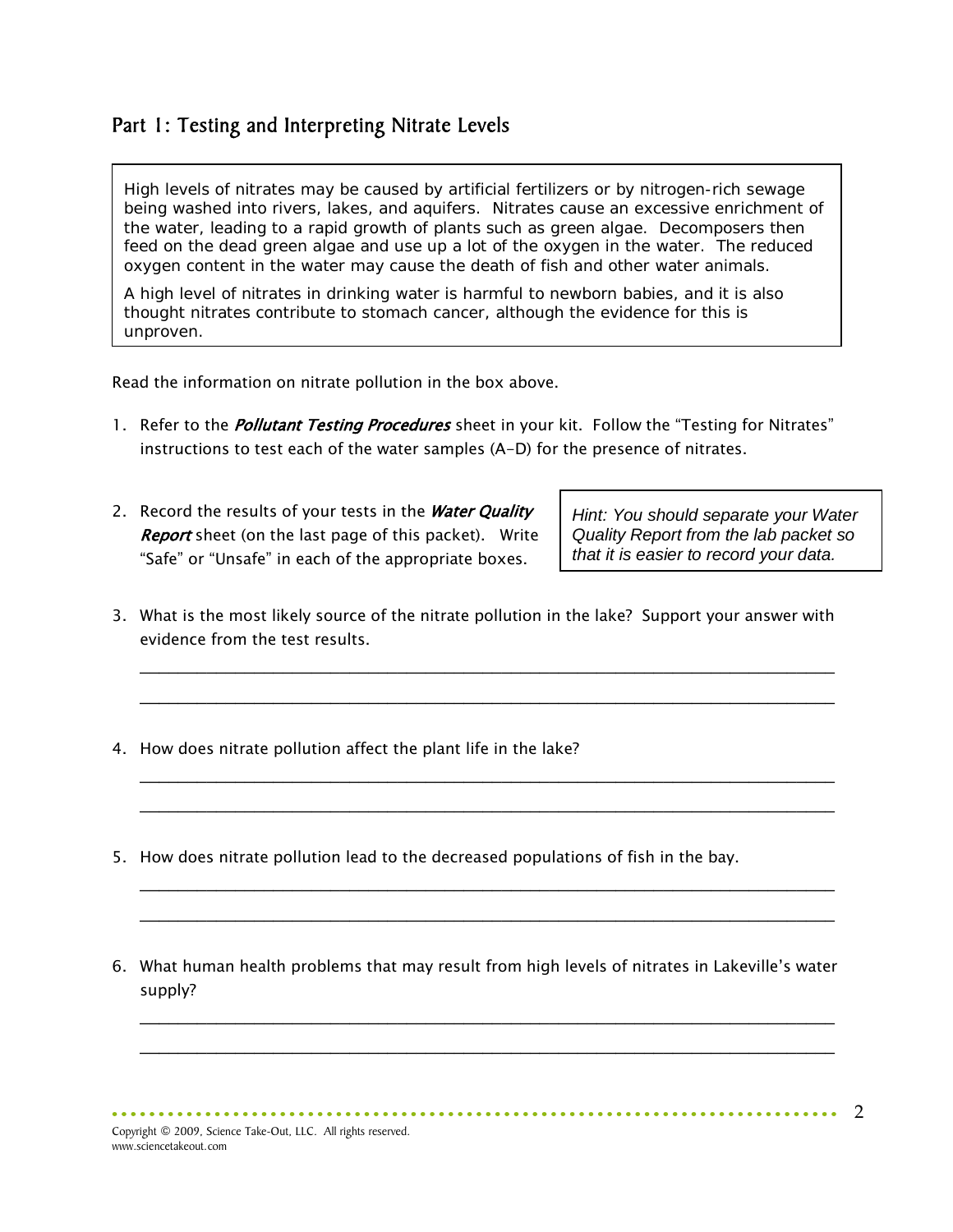## Part 1: Testing and Interpreting Nitrate Levels

> High levels of nitrates may be caused by artificial fertilizers or by nitrogen-rich sewage being washed into rivers, lakes, and aquifers. Nitrates cause an excessive enrichment of the water, leading to a rapid growth of plants such as green algae. Decomposers then feed on the dead green algae and use up a lot of the oxygen in the water. The reduced oxygen content in the water may cause the death of fish and other water animals.
>
> A high level of nitrates in drinking water is harmful to newborn babies, and it is also thought nitrates contribute to stomach cancer, although the evidence for this is unproven.

Read the information on nitrate pollution in the box above.

1. Refer to the ***Pollutant Testing Procedures*** sheet in your kit. Follow the "Testing for Nitrates" instructions to test each of the water samples (A-D) for the presence of nitrates.

2. Record the results of your tests in the ***Water Quality Report*** sheet (on the last page of this packet). Write "Safe" or "Unsafe" in each of the appropriate boxes.

> *Hint: You should separate your Water Quality Report from the lab packet so that it is easier to record your data.*

3. What is the most likely source of the nitrate pollution in the lake? Support your answer with evidence from the test results.

   ______________________________________________________________________________

   ______________________________________________________________________________

4. How does nitrate pollution affect the plant life in the lake?

   ______________________________________________________________________________

   ______________________________________________________________________________

5. How does nitrate pollution lead to the decreased populations of fish in the bay.

   ______________________________________________________________________________

   ______________________________________________________________________________

6. What human health problems that may result from high levels of nitrates in Lakeville's water supply?

   ______________________________________________________________________________

   ______________________________________________________________________________

Copyright © 2009, Science Take-Out, LLC. All rights reserved.
www.sciencetakeout.com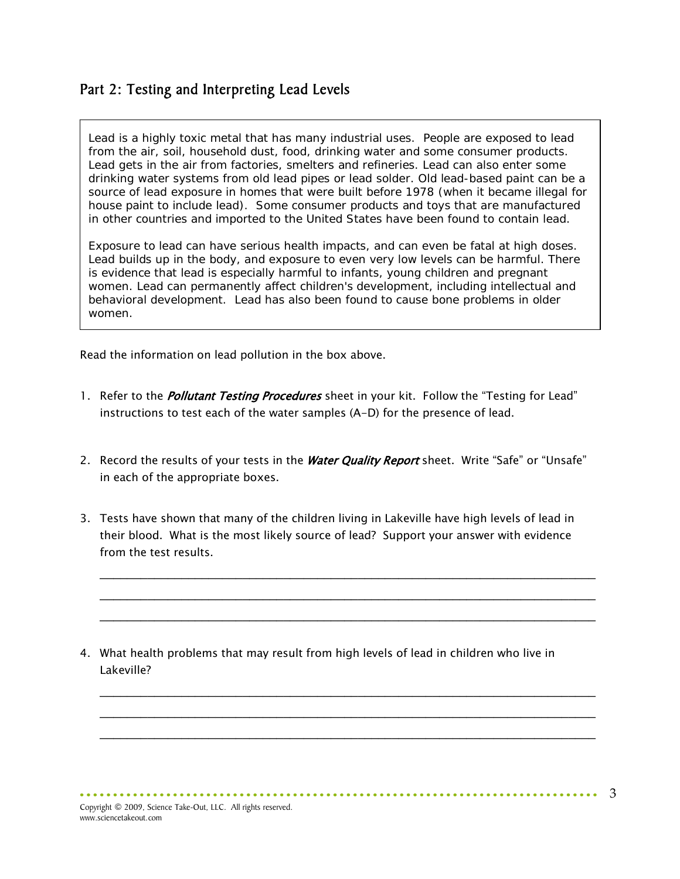## Part 2: Testing and Interpreting Lead Levels

> Lead is a highly toxic metal that has many industrial uses. People are exposed to lead from the air, soil, household dust, food, drinking water and some consumer products. Lead gets in the air from factories, smelters and refineries. Lead can also enter some drinking water systems from old lead pipes or lead solder. Old lead-based paint can be a source of lead exposure in homes that were built before 1978 (when it became illegal for house paint to include lead). Some consumer products and toys that are manufactured in other countries and imported to the United States have been found to contain lead.
>
> Exposure to lead can have serious health impacts, and can even be fatal at high doses. Lead builds up in the body, and exposure to even very low levels can be harmful. There is evidence that lead is especially harmful to infants, young children and pregnant women. Lead can permanently affect children's development, including intellectual and behavioral development. Lead has also been found to cause bone problems in older women.

Read the information on lead pollution in the box above.

1. Refer to the ***Pollutant Testing Procedures*** sheet in your kit. Follow the "Testing for Lead" instructions to test each of the water samples (A-D) for the presence of lead.

2. Record the results of your tests in the ***Water Quality Report*** sheet. Write "Safe" or "Unsafe" in each of the appropriate boxes.

3. Tests have shown that many of the children living in Lakeville have high levels of lead in their blood. What is the most likely source of lead? Support your answer with evidence from the test results.

   ______________________________________________________________________________

   ______________________________________________________________________________

   ______________________________________________________________________________

4. What health problems that may result from high levels of lead in children who live in Lakeville?

   ______________________________________________________________________________

   ______________________________________________________________________________

   ______________________________________________________________________________

Copyright © 2009, Science Take-Out, LLC. All rights reserved.
www.sciencetakeout.com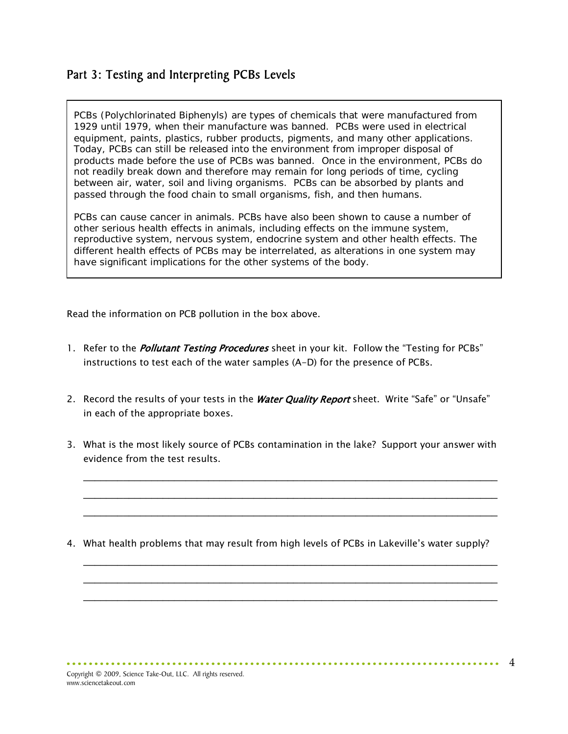## Part 3: Testing and Interpreting PCBs Levels

> PCBs (Polychlorinated Biphenyls) are types of chemicals that were manufactured from 1929 until 1979, when their manufacture was banned. PCBs were used in electrical equipment, paints, plastics, rubber products, pigments, and many other applications. Today, PCBs can still be released into the environment from improper disposal of products made before the use of PCBs was banned. Once in the environment, PCBs do not readily break down and therefore may remain for long periods of time, cycling between air, water, soil and living organisms. PCBs can be absorbed by plants and passed through the food chain to small organisms, fish, and then humans.
>
> PCBs can cause cancer in animals. PCBs have also been shown to cause a number of other serious health effects in animals, including effects on the immune system, reproductive system, nervous system, endocrine system and other health effects. The different health effects of PCBs may be interrelated, as alterations in one system may have significant implications for the other systems of the body.

Read the information on PCB pollution in the box above.

1. Refer to the ***Pollutant Testing Procedures*** sheet in your kit. Follow the "Testing for PCBs" instructions to test each of the water samples (A-D) for the presence of PCBs.

2. Record the results of your tests in the ***Water Quality Report*** sheet. Write "Safe" or "Unsafe" in each of the appropriate boxes.

3. What is the most likely source of PCBs contamination in the lake? Support your answer with evidence from the test results.

   ________________________________________________________________________________

   ________________________________________________________________________________

   ________________________________________________________________________________

4. What health problems that may result from high levels of PCBs in Lakeville's water supply?

   ________________________________________________________________________________

   ________________________________________________________________________________

   ________________________________________________________________________________

Copyright © 2009, Science Take-Out, LLC. All rights reserved.
www.sciencetakeout.com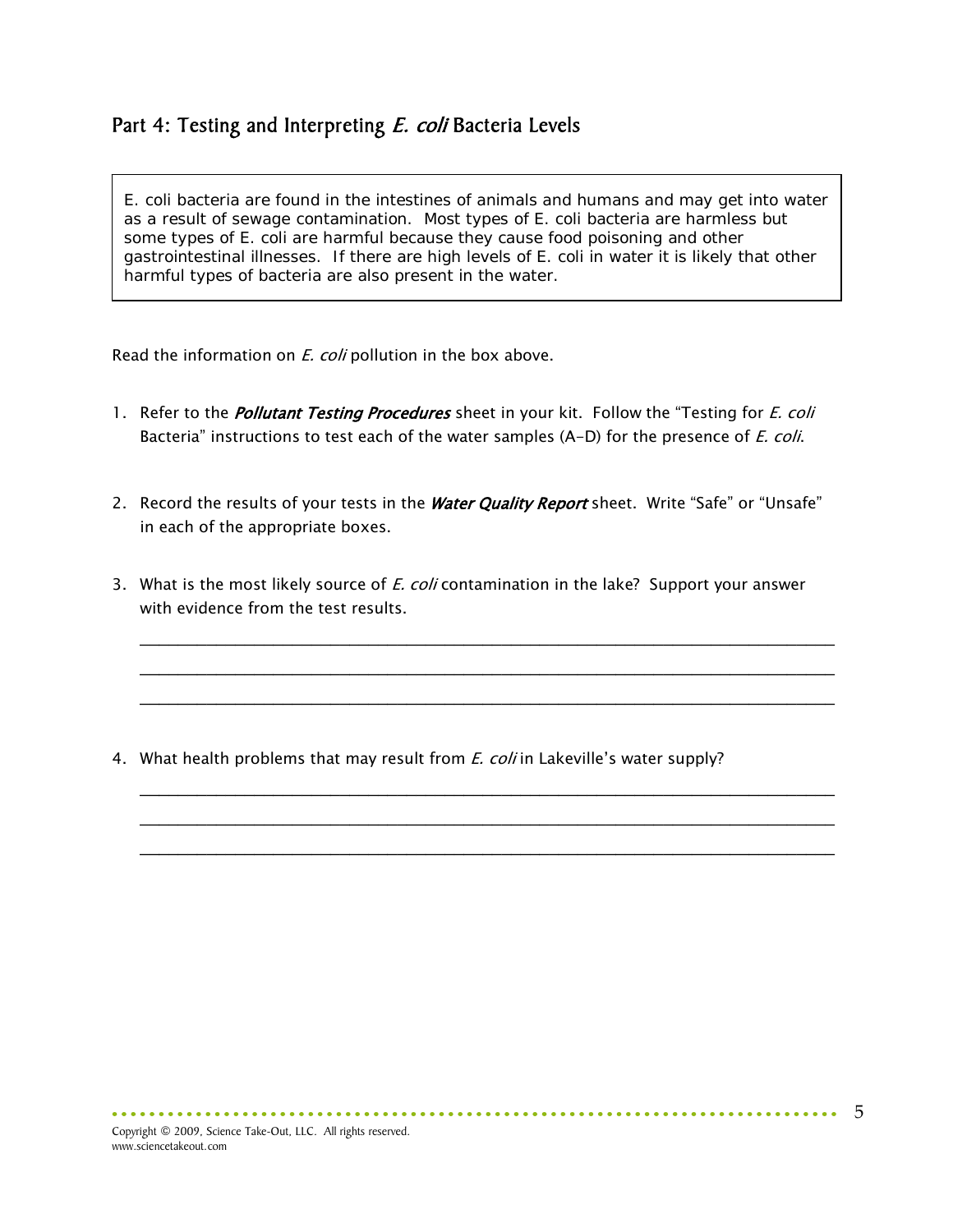## Part 4: Testing and Interpreting *E. coli* Bacteria Levels

> E. coli bacteria are found in the intestines of animals and humans and may get into water as a result of sewage contamination. Most types of E. coli bacteria are harmless but some types of E. coli are harmful because they cause food poisoning and other gastrointestinal illnesses. If there are high levels of E. coli in water it is likely that other harmful types of bacteria are also present in the water.

Read the information on *E. coli* pollution in the box above.

1. Refer to the ***Pollutant Testing Procedures*** sheet in your kit. Follow the "Testing for *E. coli* Bacteria" instructions to test each of the water samples (A-D) for the presence of *E. coli*.

2. Record the results of your tests in the ***Water Quality Report*** sheet. Write "Safe" or "Unsafe" in each of the appropriate boxes.

3. What is the most likely source of *E. coli* contamination in the lake? Support your answer with evidence from the test results.

   ______________________________________________________________________________

   ______________________________________________________________________________

   ______________________________________________________________________________

4. What health problems that may result from *E. coli* in Lakeville's water supply?

   ______________________________________________________________________________

   ______________________________________________________________________________

   ______________________________________________________________________________

Copyright © 2009, Science Take-Out, LLC. All rights reserved.
www.sciencetakeout.com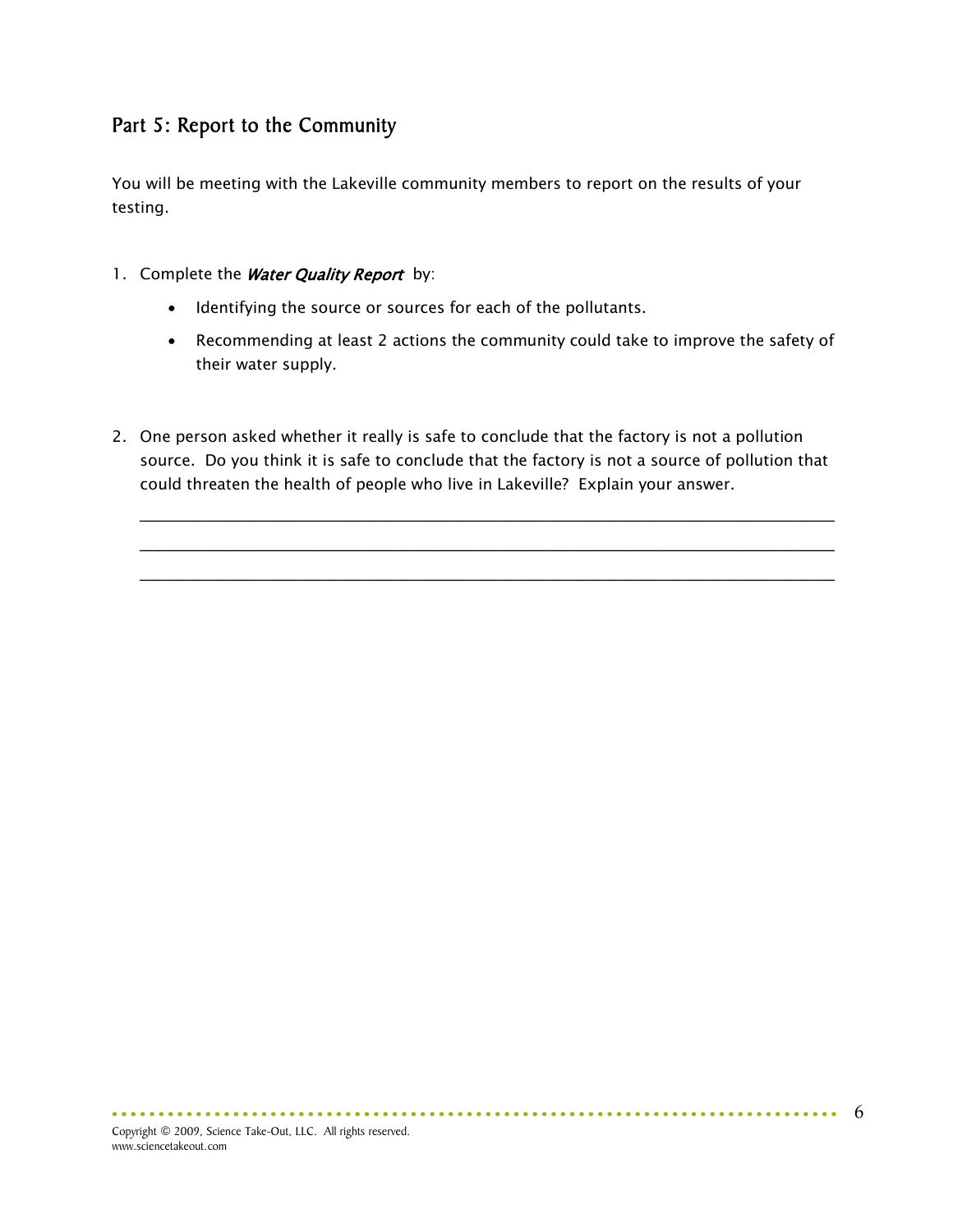## Part 5: Report to the Community

You will be meeting with the Lakeville community members to report on the results of your testing.

1. Complete the ***Water Quality Report*** by:
   - Identifying the source or sources for each of the pollutants.
   - Recommending at least 2 actions the community could take to improve the safety of their water supply.

2. One person asked whether it really is safe to conclude that the factory is not a pollution source. Do you think it is safe to conclude that the factory is not a source of pollution that could threaten the health of people who live in Lakeville? Explain your answer.

   ______________________________________________________________________________

   ______________________________________________________________________________

   ______________________________________________________________________________

Copyright © 2009, Science Take-Out, LLC. All rights reserved.
www.sciencetakeout.com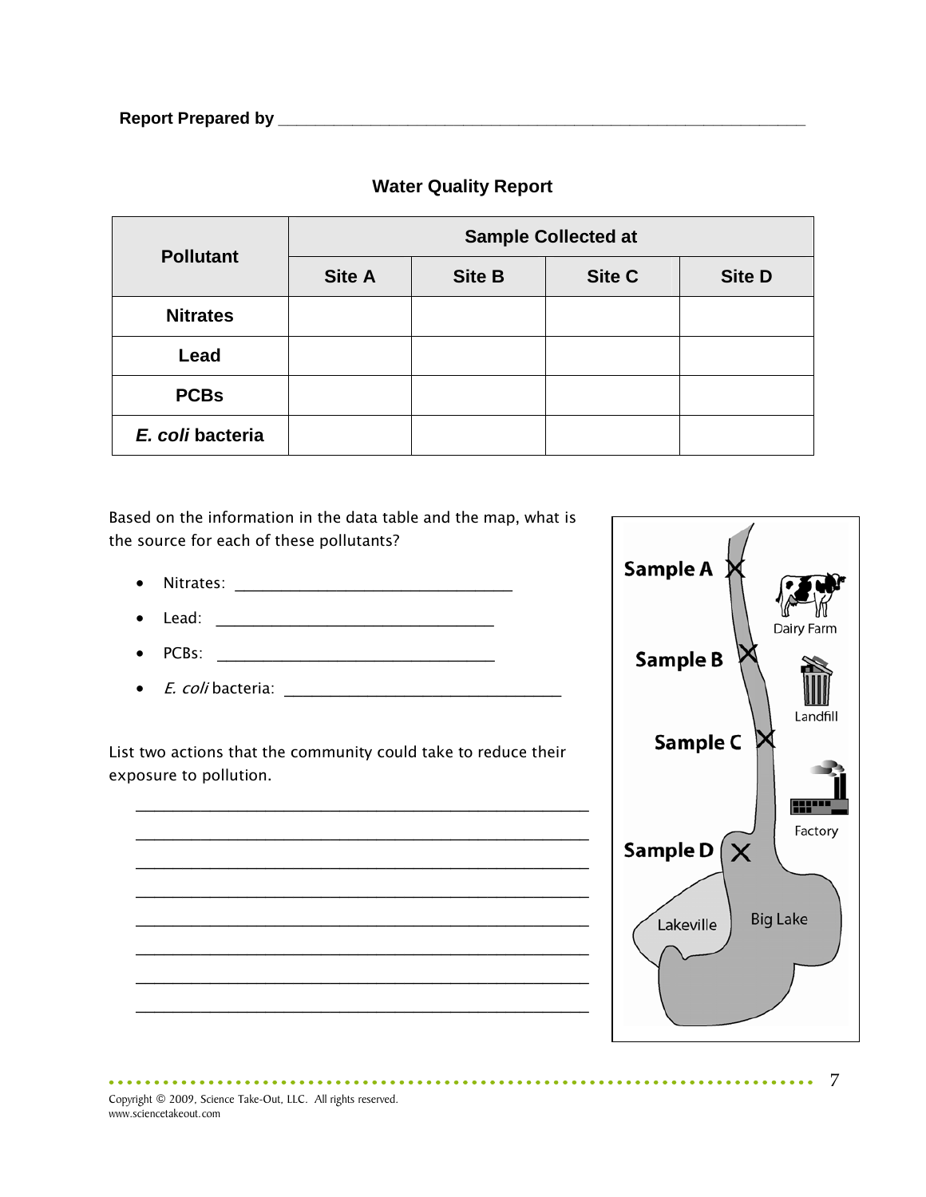**Report Prepared by** ___________________________________________________________

**Water Quality Report**

| **Pollutant** | **Sample Collected at** | | | |
|---|---|---|---|---|
| | **Site A** | **Site B** | **Site C** | **Site D** |
| **Nitrates** | | | | |
| **Lead** | | | | |
| **PCBs** | | | | |
| ***E. coli* bacteria** | | | | |

Based on the information in the data table and the map, what is the source for each of these pollutants?

- Nitrates: _________________________________
- Lead: _________________________________
- PCBs: _________________________________
- *E. coli* bacteria: _________________________________

List two actions that the community could take to reduce their exposure to pollution.

_______________________________________________________

_______________________________________________________

_______________________________________________________

_______________________________________________________

_______________________________________________________

_______________________________________________________

_______________________________________________________

_______________________________________________________

Sample A  
Dairy Farm  
Sample B  
Landfill  
Sample C  
Factory  
Sample D  
Lakeville  
Big Lake

Copyright © 2009, Science Take-Out, LLC. All rights reserved.  
www.sciencetakeout.com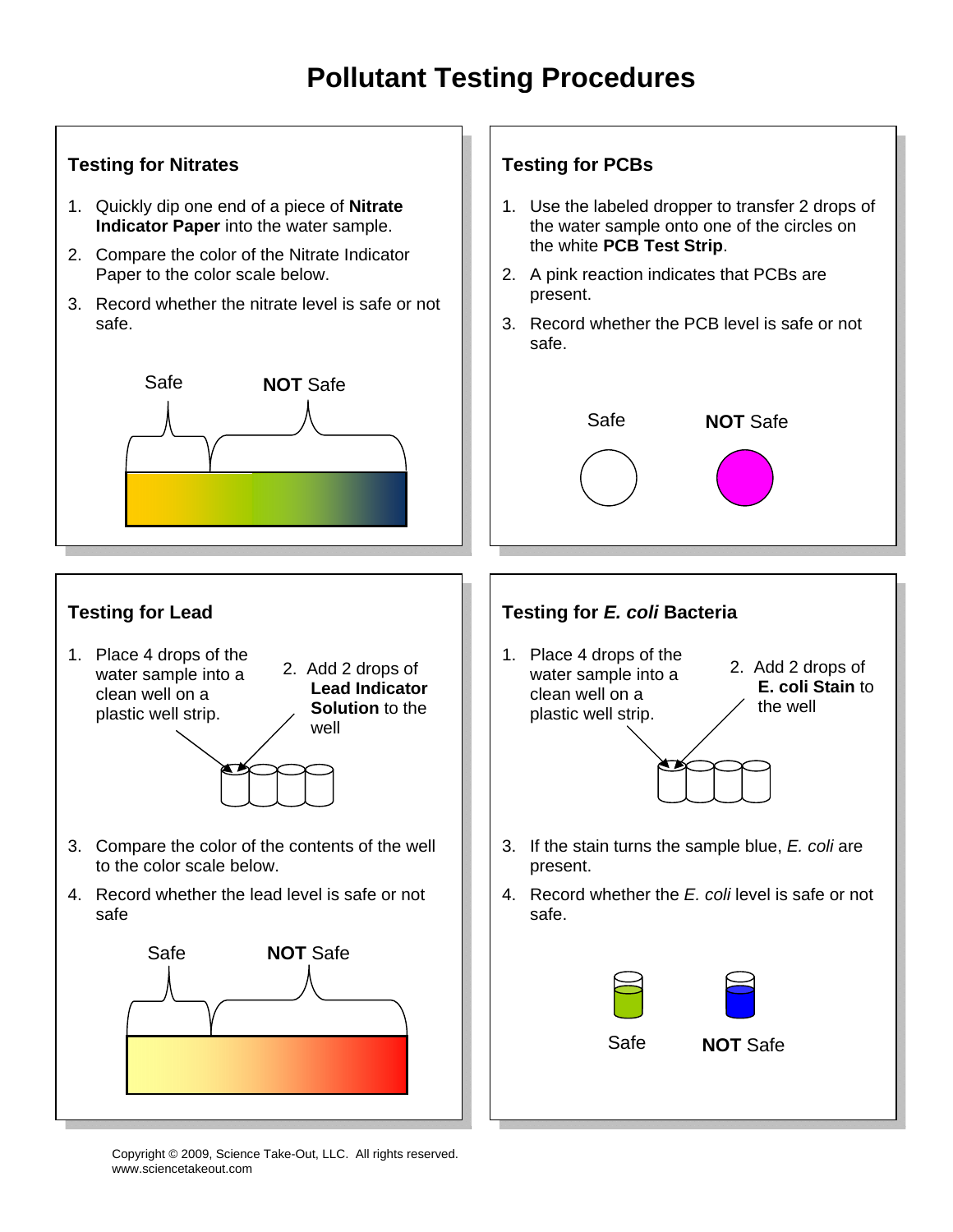# Pollutant Testing Procedures

## Testing for Nitrates

1. Quickly dip one end of a piece of **Nitrate Indicator Paper** into the water sample.
2. Compare the color of the Nitrate Indicator Paper to the color scale below.
3. Record whether the nitrate level is safe or not safe.

Safe **NOT** Safe

## Testing for PCBs

1. Use the labeled dropper to transfer 2 drops of the water sample onto one of the circles on the white **PCB Test Strip**.
2. A pink reaction indicates that PCBs are present.
3. Record whether the PCB level is safe or not safe.

Safe **NOT** Safe

## Testing for Lead

1. Place 4 drops of the water sample into a clean well on a plastic well strip.
2. Add 2 drops of **Lead Indicator Solution** to the well
3. Compare the color of the contents of the well to the color scale below.
4. Record whether the lead level is safe or not safe

Safe **NOT** Safe

## Testing for *E. coli* Bacteria

1. Place 4 drops of the water sample into a clean well on a plastic well strip.
2. Add 2 drops of **E. coli Stain** to the well
3. If the stain turns the sample blue, *E. coli* are present.
4. Record whether the *E. coli* level is safe or not safe.

Safe **NOT** Safe

Copyright © 2009, Science Take-Out, LLC. All rights reserved.
www.sciencetakeout.com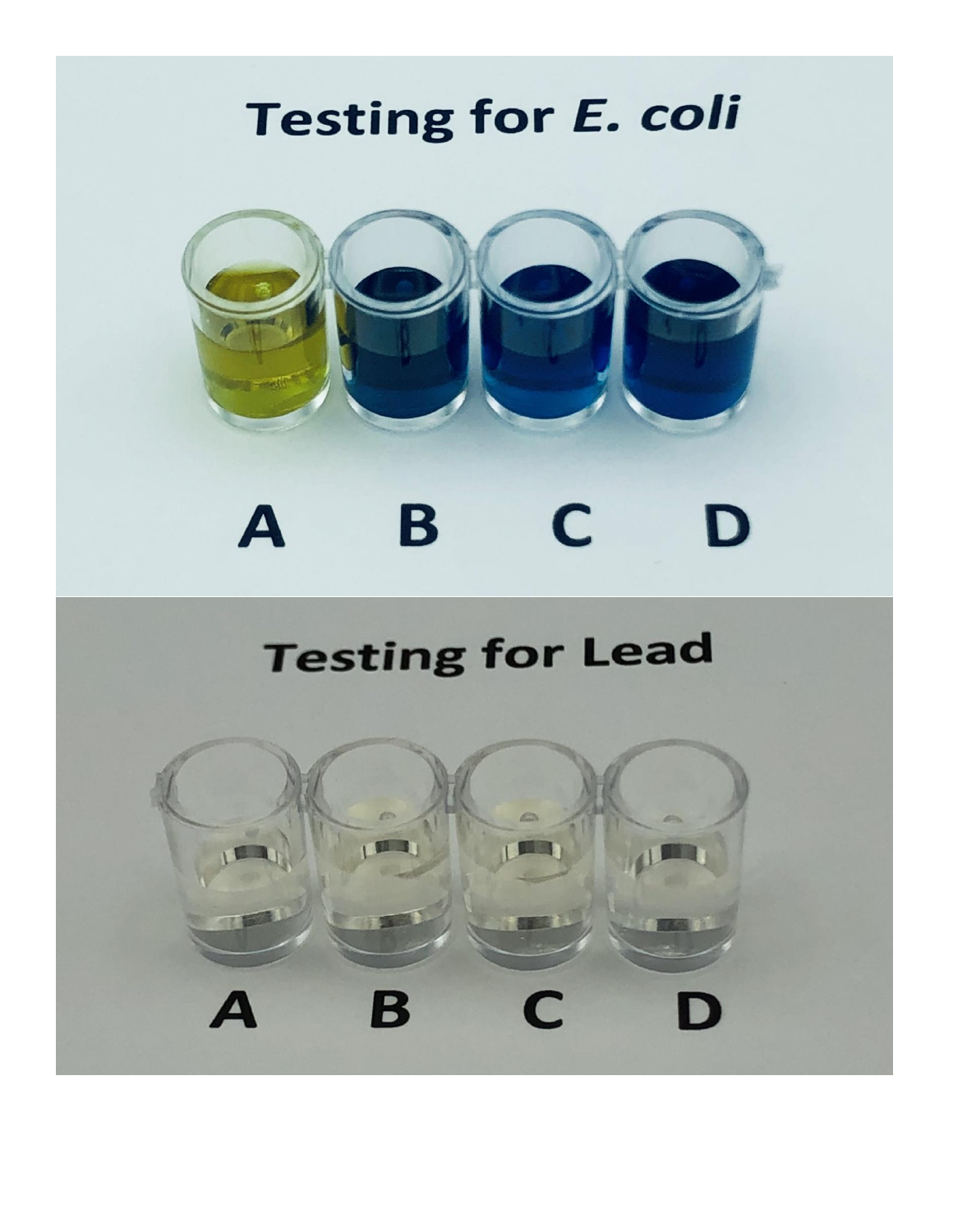## Testing for *E. coli*

A B C D

## Testing for Lead

A B C D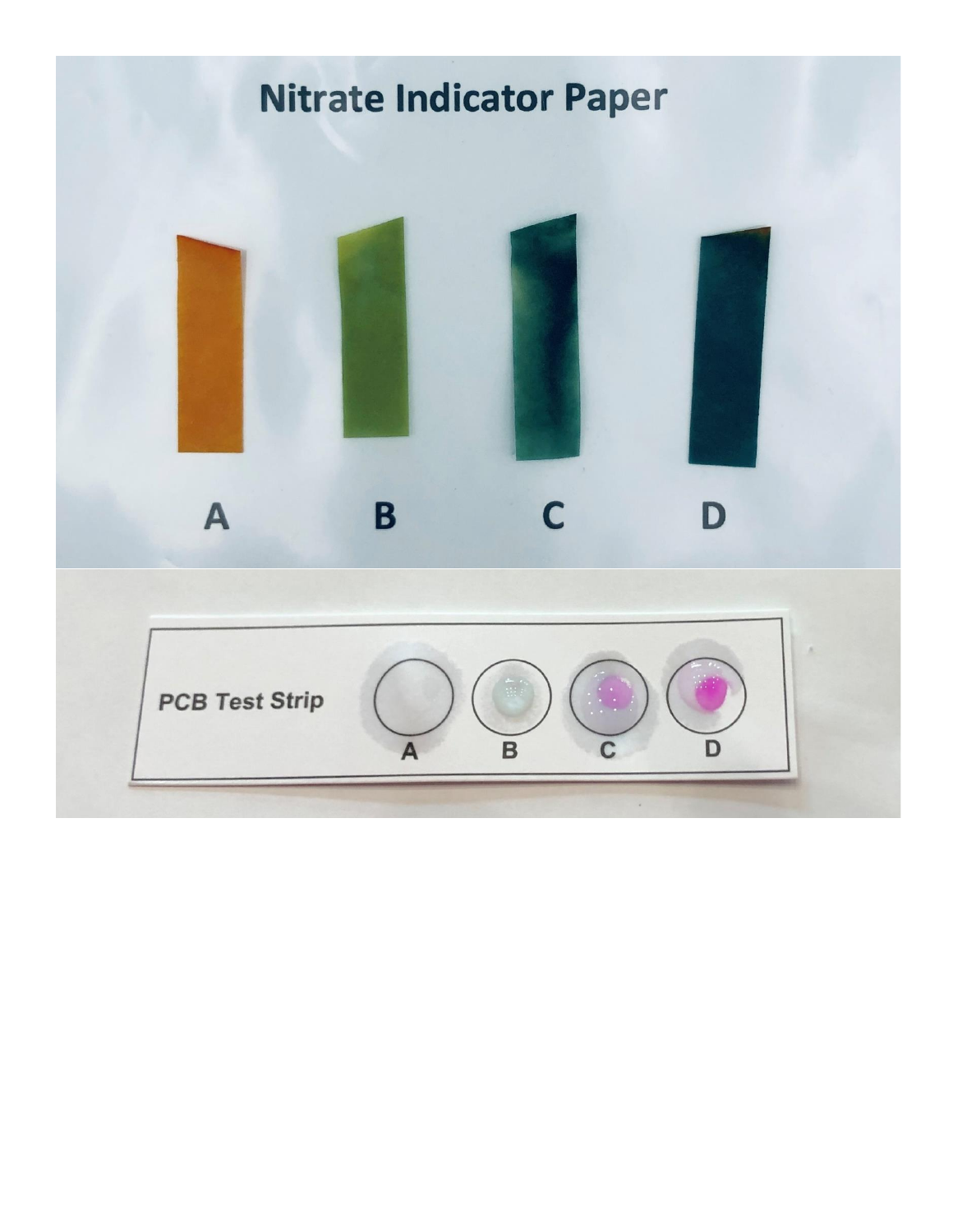Nitrate Indicator Paper

A

B

C

D

PCB Test Strip

A

B

C

D